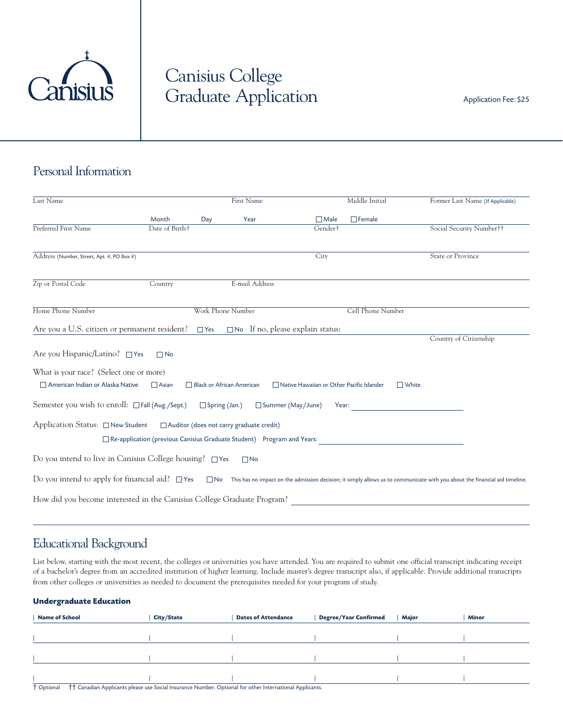# Canisius College Graduate Application

Application Fee: $25

## Personal Information

Last Name | First Name | Middle Initial | Former Last Name (If Applicable)

Preferred First Name | Date of Birth† (Month / Day / Year) | Gender† ☐ Male ☐ Female | Social Security Number††

Address (Number, Street, Apt. #, PO Box #) | City | State or Province

Zip or Postal Code | Country | E-mail Address

Home Phone Number | Work Phone Number | Cell Phone Number

Are you a U.S. citizen or permanent resident? ☐ Yes ☐ No If no, please explain status: ____________ Country of Citizenship

Are you Hispanic/Latino? ☐ Yes ☐ No

What is your race? (Select one or more)

☐ American Indian or Alaska Native ☐ Asian ☐ Black or African American ☐ Native Hawaiian or Other Pacific Islander ☐ White

Semester you wish to enroll: ☐ Fall (Aug./Sept.) ☐ Spring (Jan.) ☐ Summer (May/June) Year: ____________

Application Status: ☐ New Student ☐ Auditor (does not carry graduate credit)

☐ Re-application (previous Canisius Graduate Student) Program and Years: ____________

Do you intend to live in Canisius College housing? ☐ Yes ☐ No

Do you intend to apply for financial aid? ☐ Yes ☐ No This has no impact on the admission decision; it simply allows us to communicate with you about the financial aid timeline.

How did you become interested in the Canisius College Graduate Program? ____________

## Educational Background

List below, starting with the most recent, the colleges or universities you have attended. You are required to submit one official transcript indicating receipt of a bachelor's degree from an accredited institution of higher learning. Include master's degree transcript also, if applicable. Provide additional transcripts from other colleges or universities as needed to document the prerequisites needed for your program of study.

### Undergraduate Education

| Name of School | City/State | Dates of Attendance | Degree/Year Confirmed | Major | Minor |
|---|---|---|---|---|---|
| | | | | | |
| | | | | | |
| | | | | | |

† Optional †† Canadian Applicants please use Social Insurance Number. Optional for other International Applicants.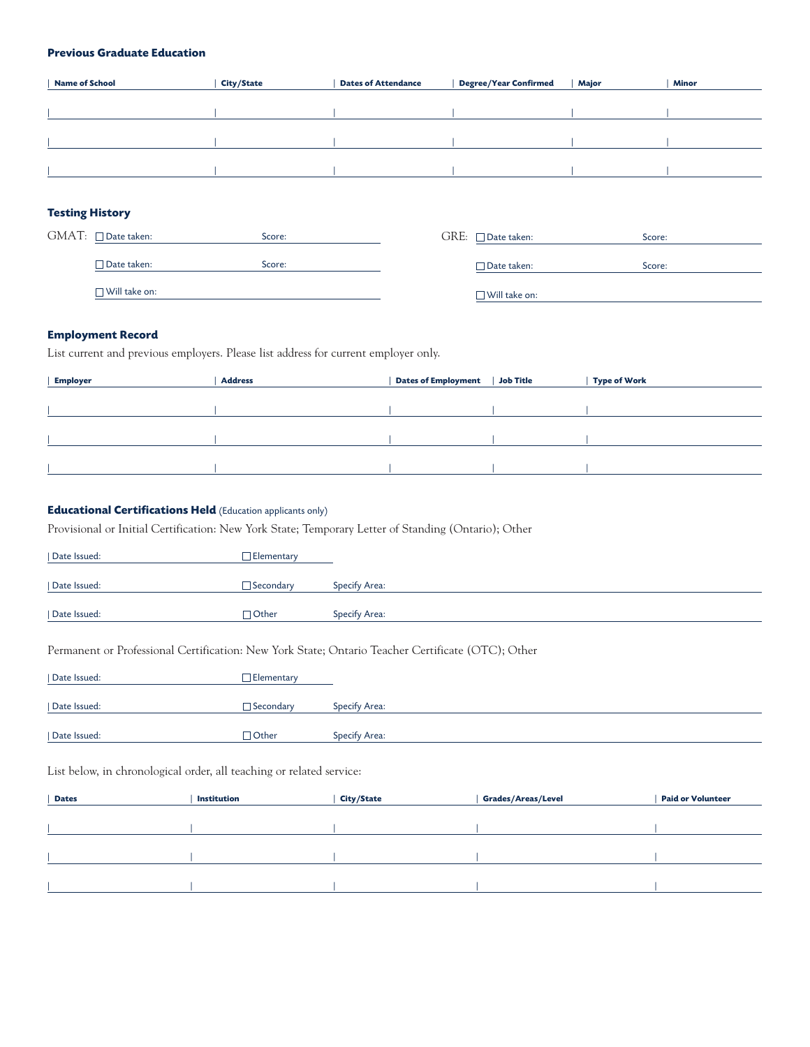### Previous Graduate Education

| Name of School | City/State | Dates of Attendance | Degree/Year Confirmed | Major | Minor |
|---|---|---|---|---|---|
| | | | | | |
| | | | | | |
| | | | | | |

### Testing History

GMAT: ☐ Date taken: Score:

☐ Date taken: Score:

☐ Will take on:

GRE: ☐ Date taken: Score:

☐ Date taken: Score:

☐ Will take on:

### Employment Record

List current and previous employers. Please list address for current employer only.

| Employer | Address | Dates of Employment | Job Title | Type of Work |
|---|---|---|---|---|
| | | | | |
| | | | | |
| | | | | |

### Educational Certifications Held (Education applicants only)

Provisional or Initial Certification: New York State; Temporary Letter of Standing (Ontario); Other

Date Issued: ☐ Elementary

Date Issued: ☐ Secondary Specify Area:

Date Issued: ☐ Other Specify Area:

Permanent or Professional Certification: New York State; Ontario Teacher Certificate (OTC); Other

Date Issued: ☐ Elementary

Date Issued: ☐ Secondary Specify Area:

Date Issued: ☐ Other Specify Area:

List below, in chronological order, all teaching or related service:

| Dates | Institution | City/State | Grades/Areas/Level | Paid or Volunteer |
|---|---|---|---|---|
| | | | | |
| | | | | |
| | | | | |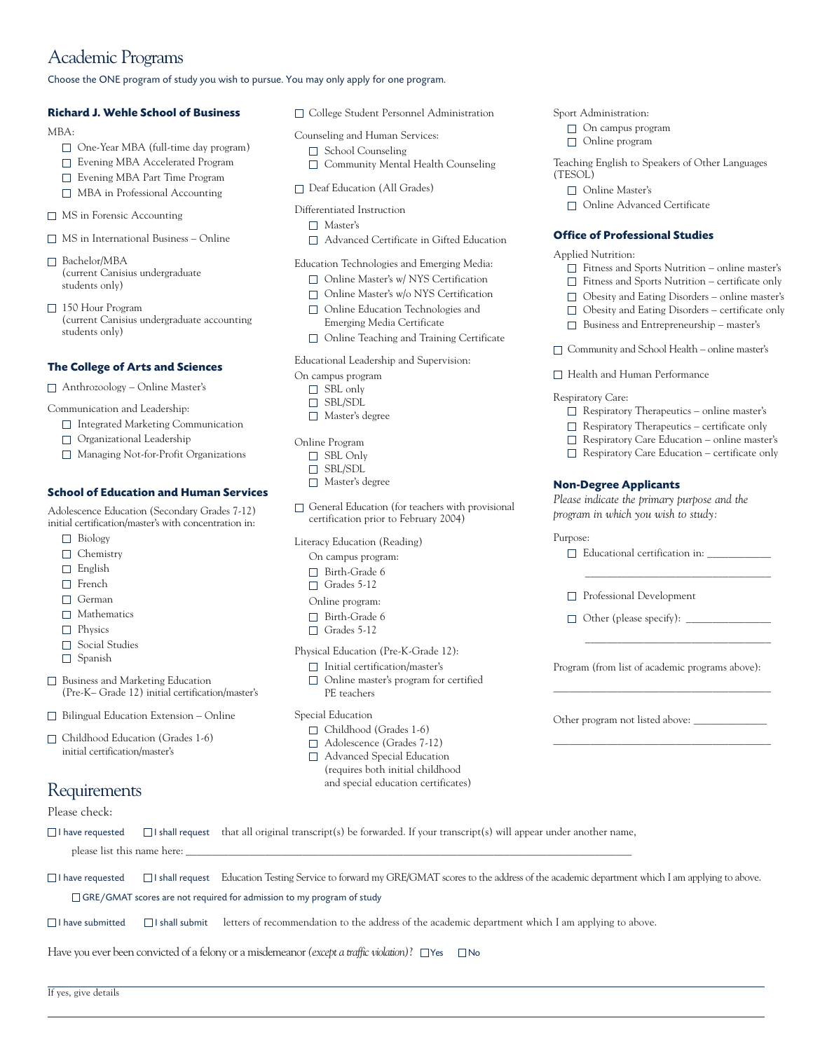# Academic Programs

Choose the ONE program of study you wish to pursue. You may only apply for one program.

### Richard J. Wehle School of Business

MBA:

- ☐ One-Year MBA (full-time day program)
- ☐ Evening MBA Accelerated Program
- ☐ Evening MBA Part Time Program
- ☐ MBA in Professional Accounting

☐ MS in Forensic Accounting

☐ MS in International Business – Online

☐ Bachelor/MBA (current Canisius undergraduate students only)

☐ 150 Hour Program (current Canisius undergraduate accounting students only)

### The College of Arts and Sciences

☐ Anthrozoology – Online Master's

Communication and Leadership:

- ☐ Integrated Marketing Communication
- ☐ Organizational Leadership
- ☐ Managing Not-for-Profit Organizations

### School of Education and Human Services

Adolescence Education (Secondary Grades 7-12) initial certification/master's with concentration in:

- ☐ Biology
- ☐ Chemistry
- ☐ English
- ☐ French
- ☐ German
- ☐ Mathematics
- ☐ Physics
- ☐ Social Studies
- ☐ Spanish

☐ Business and Marketing Education (Pre-K– Grade 12) initial certification/master's

☐ Bilingual Education Extension – Online

☐ Childhood Education (Grades 1-6) initial certification/master's

☐ College Student Personnel Administration

Counseling and Human Services:

- ☐ School Counseling
- ☐ Community Mental Health Counseling

☐ Deaf Education (All Grades)

Differentiated Instruction

- ☐ Master's
- ☐ Advanced Certificate in Gifted Education

Education Technologies and Emerging Media:

- ☐ Online Master's w/ NYS Certification
- ☐ Online Master's w/o NYS Certification
- ☐ Online Education Technologies and Emerging Media Certificate
- ☐ Online Teaching and Training Certificate

Educational Leadership and Supervision:

On campus program

- ☐ SBL only
- ☐ SBL/SDL
- ☐ Master's degree

Online Program

- ☐ SBL Only
- ☐ SBL/SDL
- ☐ Master's degree

☐ General Education (for teachers with provisional certification prior to February 2004)

Literacy Education (Reading)

On campus program:

- ☐ Birth-Grade 6
- ☐ Grades 5-12

Online program:

- ☐ Birth-Grade 6
- ☐ Grades 5-12

Physical Education (Pre-K-Grade 12):

- ☐ Initial certification/master's
- ☐ Online master's program for certified PE teachers

Special Education

- ☐ Childhood (Grades 1-6)
- ☐ Adolescence (Grades 7-12)
- ☐ Advanced Special Education (requires both initial childhood and special education certificates)

Sport Administration:

- ☐ On campus program
- ☐ Online program

Teaching English to Speakers of Other Languages (TESOL)

- ☐ Online Master's
- ☐ Online Advanced Certificate

### Office of Professional Studies

Applied Nutrition:

- ☐ Fitness and Sports Nutrition – online master's
- ☐ Fitness and Sports Nutrition – certificate only
- ☐ Obesity and Eating Disorders – online master's
- ☐ Obesity and Eating Disorders – certificate only
- ☐ Business and Entrepreneurship – master's

☐ Community and School Health – online master's

☐ Health and Human Performance

Respiratory Care:

- ☐ Respiratory Therapeutics – online master's
- ☐ Respiratory Therapeutics – certificate only
- ☐ Respiratory Care Education – online master's
- ☐ Respiratory Care Education – certificate only

### Non-Degree Applicants

*Please indicate the primary purpose and the program in which you wish to study:*

Purpose:

- ☐ Educational certification in: ____________ ______________________________
- ☐ Professional Development
- ☐ Other (please specify): ______________ ______________________________

Program (from list of academic programs above): ______________________________

Other program not listed above: ______________ ______________________________

# Requirements

Please check:

☐ I have requested ☐ I shall request that all original transcript(s) be forwarded. If your transcript(s) will appear under another name, please list this name here: ______________________________

☐ I have requested ☐ I shall request Education Testing Service to forward my GRE/GMAT scores to the address of the academic department which I am applying to above.

☐ GRE/GMAT scores are not required for admission to my program of study

☐ I have submitted ☐ I shall submit letters of recommendation to the address of the academic department which I am applying to above.

Have you ever been convicted of a felony or a misdemeanor *(except a traffic violation)*? ☐ Yes ☐ No

If yes, give details

______________________________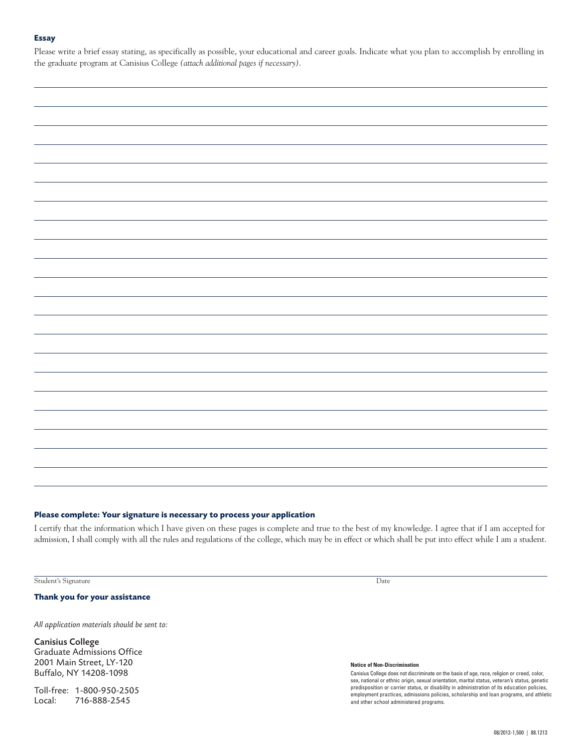**Essay**

Please write a brief essay stating, as specifically as possible, your educational and career goals. Indicate what you plan to accomplish by enrolling in the graduate program at Canisius College *(attach additional pages if necessary)*.

**Please complete: Your signature is necessary to process your application**

I certify that the information which I have given on these pages is complete and true to the best of my knowledge. I agree that if I am accepted for admission, I shall comply with all the rules and regulations of the college, which may be in effect or which shall be put into effect while I am a student.

Student's Signature Date

**Thank you for your assistance**

*All application materials should be sent to:*

**Canisius College**
Graduate Admissions Office
2001 Main Street, LY-120
Buffalo, NY 14208-1098

Toll-free: 1-800-950-2505
Local: 716-888-2545

**Notice of Non-Discrimination**

Canisius College does not discriminate on the basis of age, race, religion or creed, color, sex, national or ethnic origin, sexual orientation, marital status, veteran's status, genetic predisposition or carrier status, or disability in administration of its education policies, employment practices, admissions policies, scholarship and loan programs, and athletic and other school administered programs.

08/2012-1,500 | 88.1213